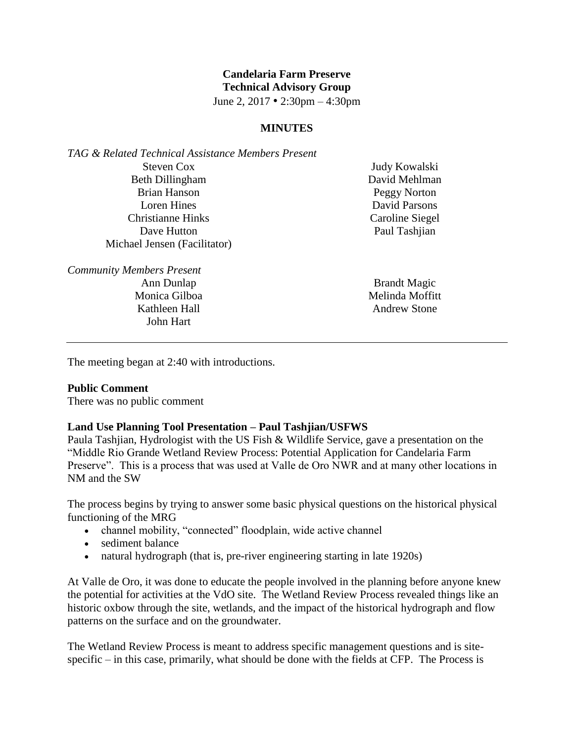**Candelaria Farm Preserve**
**Technical Advisory Group**
June 2, 2017 • 2:30pm – 4:30pm

**MINUTES**

*TAG & Related Technical Assistance Members Present*

Steven Cox
Beth Dillingham
Brian Hanson
Loren Hines
Christianne Hinks
Dave Hutton
Michael Jensen (Facilitator)
Judy Kowalski
David Mehlman
Peggy Norton
David Parsons
Caroline Siegel
Paul Tashjian

*Community Members Present*

Ann Dunlap
Monica Gilboa
Kathleen Hall
John Hart
Brandt Magic
Melinda Moffitt
Andrew Stone

---

The meeting began at 2:40 with introductions.

**Public Comment**
There was no public comment

**Land Use Planning Tool Presentation – Paul Tashjian/USFWS**
Paula Tashjian, Hydrologist with the US Fish & Wildlife Service, gave a presentation on the "Middle Rio Grande Wetland Review Process: Potential Application for Candelaria Farm Preserve". This is a process that was used at Valle de Oro NWR and at many other locations in NM and the SW

The process begins by trying to answer some basic physical questions on the historical physical functioning of the MRG

- channel mobility, "connected" floodplain, wide active channel
- sediment balance
- natural hydrograph (that is, pre-river engineering starting in late 1920s)

At Valle de Oro, it was done to educate the people involved in the planning before anyone knew the potential for activities at the VdO site. The Wetland Review Process revealed things like an historic oxbow through the site, wetlands, and the impact of the historical hydrograph and flow patterns on the surface and on the groundwater.

The Wetland Review Process is meant to address specific management questions and is site-specific – in this case, primarily, what should be done with the fields at CFP. The Process is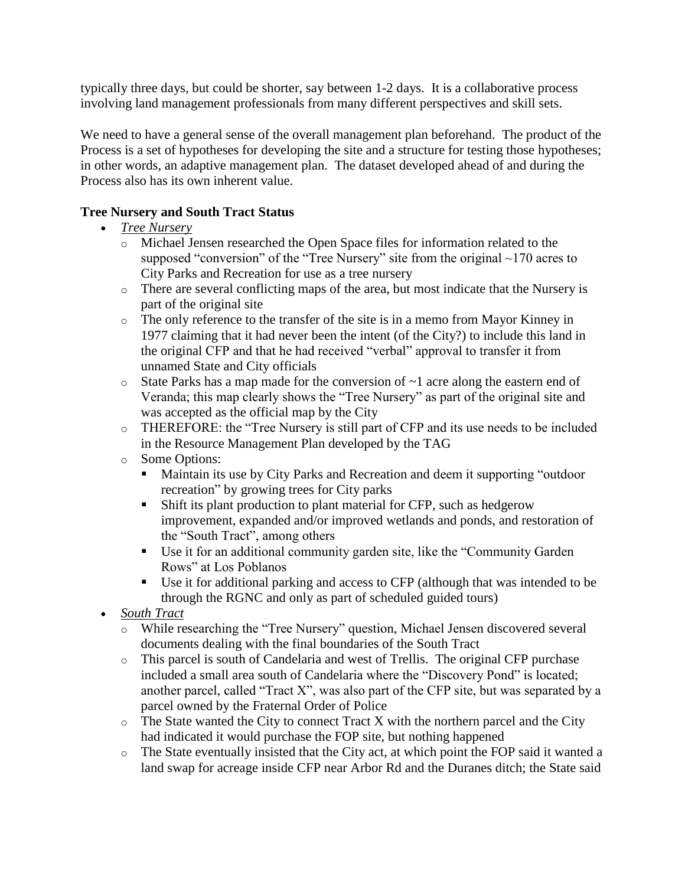typically three days, but could be shorter, say between 1-2 days. It is a collaborative process involving land management professionals from many different perspectives and skill sets.

We need to have a general sense of the overall management plan beforehand. The product of the Process is a set of hypotheses for developing the site and a structure for testing those hypotheses; in other words, an adaptive management plan. The dataset developed ahead of and during the Process also has its own inherent value.

**Tree Nursery and South Tract Status**

- *Tree Nursery*
  - Michael Jensen researched the Open Space files for information related to the supposed "conversion" of the "Tree Nursery" site from the original ~170 acres to City Parks and Recreation for use as a tree nursery
  - There are several conflicting maps of the area, but most indicate that the Nursery is part of the original site
  - The only reference to the transfer of the site is in a memo from Mayor Kinney in 1977 claiming that it had never been the intent (of the City?) to include this land in the original CFP and that he had received "verbal" approval to transfer it from unnamed State and City officials
  - State Parks has a map made for the conversion of ~1 acre along the eastern end of Veranda; this map clearly shows the "Tree Nursery" as part of the original site and was accepted as the official map by the City
  - THEREFORE: the "Tree Nursery is still part of CFP and its use needs to be included in the Resource Management Plan developed by the TAG
  - Some Options:
    - Maintain its use by City Parks and Recreation and deem it supporting "outdoor recreation" by growing trees for City parks
    - Shift its plant production to plant material for CFP, such as hedgerow improvement, expanded and/or improved wetlands and ponds, and restoration of the "South Tract", among others
    - Use it for an additional community garden site, like the "Community Garden Rows" at Los Poblanos
    - Use it for additional parking and access to CFP (although that was intended to be through the RGNC and only as part of scheduled guided tours)
- *South Tract*
  - While researching the "Tree Nursery" question, Michael Jensen discovered several documents dealing with the final boundaries of the South Tract
  - This parcel is south of Candelaria and west of Trellis. The original CFP purchase included a small area south of Candelaria where the "Discovery Pond" is located; another parcel, called "Tract X", was also part of the CFP site, but was separated by a parcel owned by the Fraternal Order of Police
  - The State wanted the City to connect Tract X with the northern parcel and the City had indicated it would purchase the FOP site, but nothing happened
  - The State eventually insisted that the City act, at which point the FOP said it wanted a land swap for acreage inside CFP near Arbor Rd and the Duranes ditch; the State said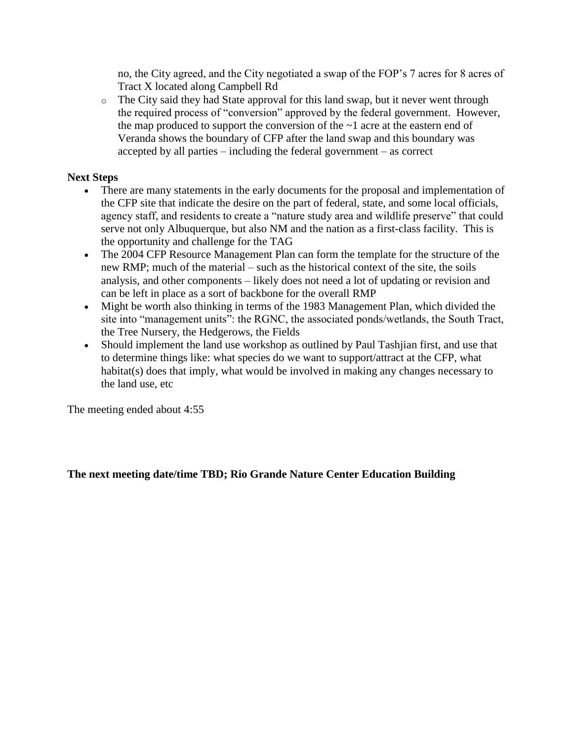no, the City agreed, and the City negotiated a swap of the FOP's 7 acres for 8 acres of Tract X located along Campbell Rd

- The City said they had State approval for this land swap, but it never went through the required process of "conversion" approved by the federal government. However, the map produced to support the conversion of the ~1 acre at the eastern end of Veranda shows the boundary of CFP after the land swap and this boundary was accepted by all parties – including the federal government – as correct

**Next Steps**

- There are many statements in the early documents for the proposal and implementation of the CFP site that indicate the desire on the part of federal, state, and some local officials, agency staff, and residents to create a "nature study area and wildlife preserve" that could serve not only Albuquerque, but also NM and the nation as a first-class facility. This is the opportunity and challenge for the TAG
- The 2004 CFP Resource Management Plan can form the template for the structure of the new RMP; much of the material – such as the historical context of the site, the soils analysis, and other components – likely does not need a lot of updating or revision and can be left in place as a sort of backbone for the overall RMP
- Might be worth also thinking in terms of the 1983 Management Plan, which divided the site into "management units": the RGNC, the associated ponds/wetlands, the South Tract, the Tree Nursery, the Hedgerows, the Fields
- Should implement the land use workshop as outlined by Paul Tashjian first, and use that to determine things like: what species do we want to support/attract at the CFP, what habitat(s) does that imply, what would be involved in making any changes necessary to the land use, etc

The meeting ended about 4:55

**The next meeting date/time TBD; Rio Grande Nature Center Education Building**